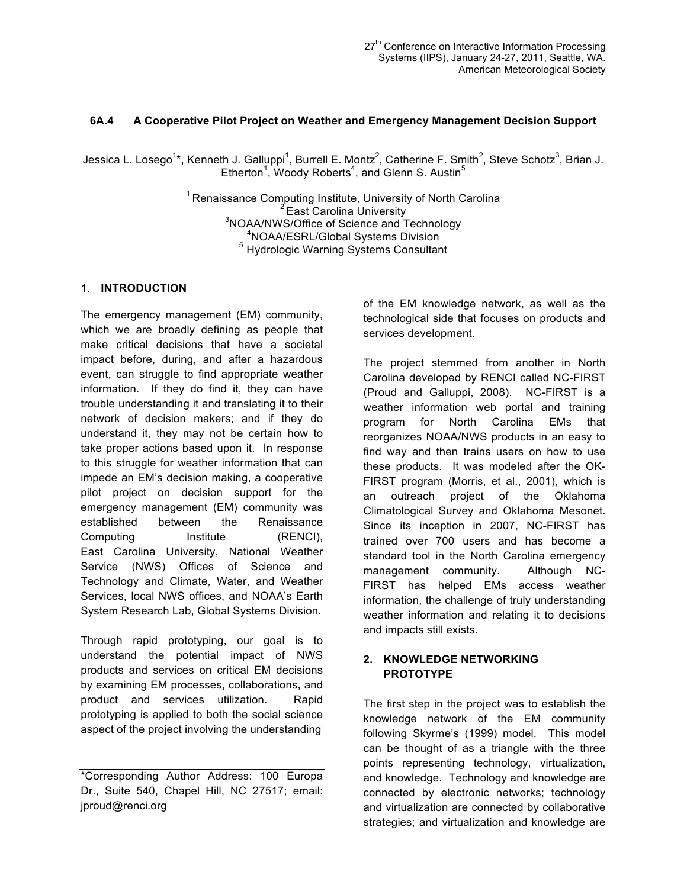27th Conference on Interactive Information Processing Systems (IIPS), January 24-27, 2011, Seattle, WA. American Meteorological Society

# 6A.4 A Cooperative Pilot Project on Weather and Emergency Management Decision Support

Jessica L. Losego[1]*, Kenneth J. Galluppi[1], Burrell E. Montz[2], Catherine F. Smith[2], Steve Schotz[3], Brian J. Etherton[1], Woody Roberts[4], and Glenn S. Austin[5]

[1] Renaissance Computing Institute, University of North Carolina
[2] East Carolina University
[3] NOAA/NWS/Office of Science and Technology
[4] NOAA/ESRL/Global Systems Division
[5] Hydrologic Warning Systems Consultant

## 1. INTRODUCTION

The emergency management (EM) community, which we are broadly defining as people that make critical decisions that have a societal impact before, during, and after a hazardous event, can struggle to find appropriate weather information. If they do find it, they can have trouble understanding it and translating it to their network of decision makers; and if they do understand it, they may not be certain how to take proper actions based upon it. In response to this struggle for weather information that can impede an EM's decision making, a cooperative pilot project on decision support for the emergency management (EM) community was established between the Renaissance Computing Institute (RENCI), East Carolina University, National Weather Service (NWS) Offices of Science and Technology and Climate, Water, and Weather Services, local NWS offices, and NOAA's Earth System Research Lab, Global Systems Division.

Through rapid prototyping, our goal is to understand the potential impact of NWS products and services on critical EM decisions by examining EM processes, collaborations, and product and services utilization. Rapid prototyping is applied to both the social science aspect of the project involving the understanding of the EM knowledge network, as well as the technological side that focuses on products and services development.

The project stemmed from another in North Carolina developed by RENCI called NC-FIRST (Proud and Galluppi, 2008). NC-FIRST is a weather information web portal and training program for North Carolina EMs that reorganizes NOAA/NWS products in an easy to find way and then trains users on how to use these products. It was modeled after the OK-FIRST program (Morris, et al., 2001), which is an outreach project of the Oklahoma Climatological Survey and Oklahoma Mesonet. Since its inception in 2007, NC-FIRST has trained over 700 users and has become a standard tool in the North Carolina emergency management community. Although NC-FIRST has helped EMs access weather information, the challenge of truly understanding weather information and relating it to decisions and impacts still exists.

## 2. KNOWLEDGE NETWORKING PROTOTYPE

The first step in the project was to establish the knowledge network of the EM community following Skyrme's (1999) model. This model can be thought of as a triangle with the three points representing technology, virtualization, and knowledge. Technology and knowledge are connected by electronic networks; technology and virtualization are connected by collaborative strategies; and virtualization and knowledge are

*Corresponding Author Address: 100 Europa Dr., Suite 540, Chapel Hill, NC 27517; email: jproud@renci.org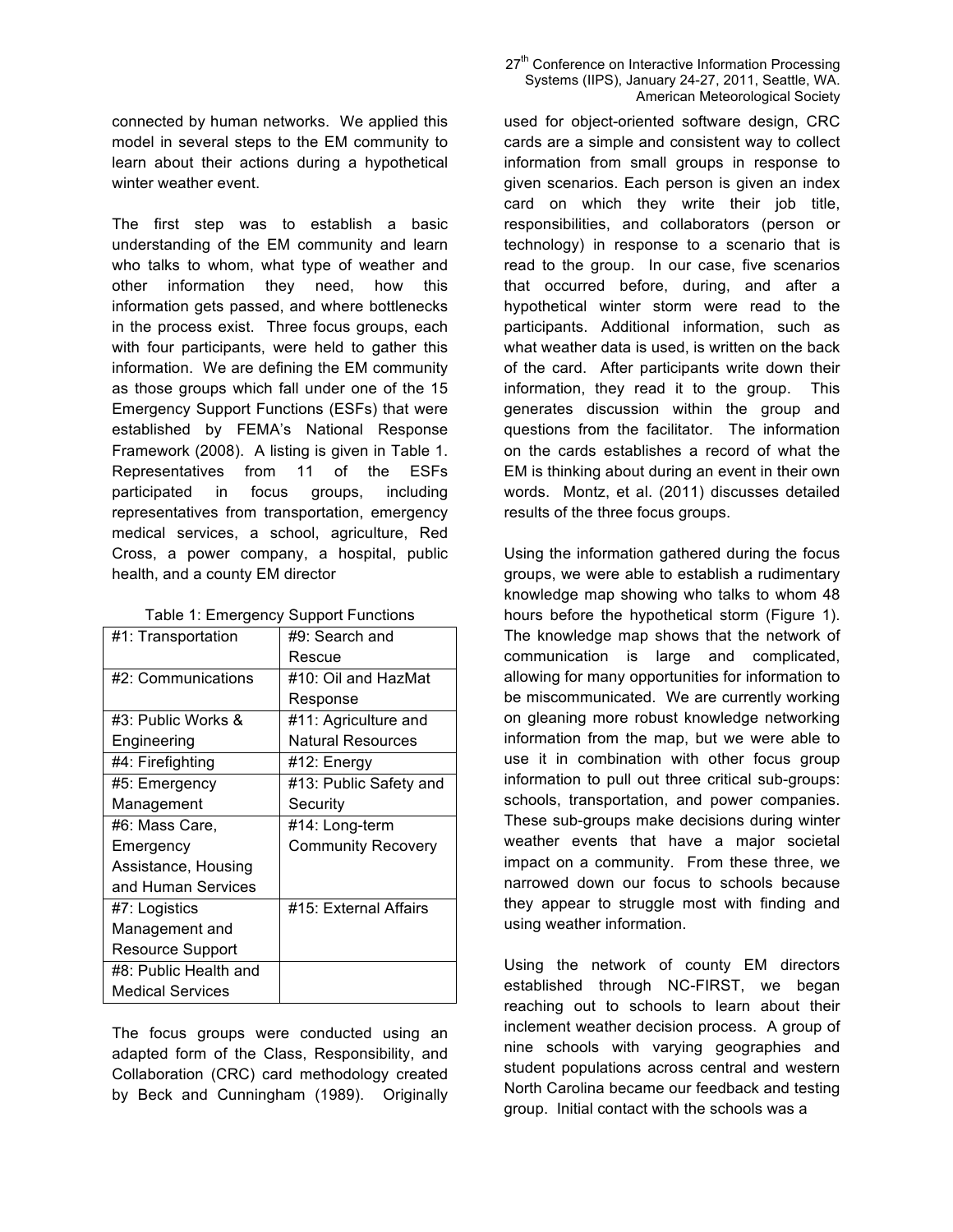connected by human networks. We applied this model in several steps to the EM community to learn about their actions during a hypothetical winter weather event.

The first step was to establish a basic understanding of the EM community and learn who talks to whom, what type of weather and other information they need, how this information gets passed, and where bottlenecks in the process exist. Three focus groups, each with four participants, were held to gather this information. We are defining the EM community as those groups which fall under one of the 15 Emergency Support Functions (ESFs) that were established by FEMA's National Response Framework (2008). A listing is given in Table 1. Representatives from 11 of the ESFs participated in focus groups, including representatives from transportation, emergency medical services, a school, agriculture, Red Cross, a power company, a hospital, public health, and a county EM director

Table 1: Emergency Support Functions

| | |
|---|---|
| #1: Transportation | #9: Search and Rescue |
| #2: Communications | #10: Oil and HazMat Response |
| #3: Public Works & Engineering | #11: Agriculture and Natural Resources |
| #4: Firefighting | #12: Energy |
| #5: Emergency Management | #13: Public Safety and Security |
| #6: Mass Care, Emergency Assistance, Housing and Human Services | #14: Long-term Community Recovery |
| #7: Logistics Management and Resource Support | #15: External Affairs |
| #8: Public Health and Medical Services | |

The focus groups were conducted using an adapted form of the Class, Responsibility, and Collaboration (CRC) card methodology created by Beck and Cunningham (1989). Originally used for object-oriented software design, CRC cards are a simple and consistent way to collect information from small groups in response to given scenarios. Each person is given an index card on which they write their job title, responsibilities, and collaborators (person or technology) in response to a scenario that is read to the group. In our case, five scenarios that occurred before, during, and after a hypothetical winter storm were read to the participants. Additional information, such as what weather data is used, is written on the back of the card. After participants write down their information, they read it to the group. This generates discussion within the group and questions from the facilitator. The information on the cards establishes a record of what the EM is thinking about during an event in their own words. Montz, et al. (2011) discusses detailed results of the three focus groups.

Using the information gathered during the focus groups, we were able to establish a rudimentary knowledge map showing who talks to whom 48 hours before the hypothetical storm (Figure 1). The knowledge map shows that the network of communication is large and complicated, allowing for many opportunities for information to be miscommunicated. We are currently working on gleaning more robust knowledge networking information from the map, but we were able to use it in combination with other focus group information to pull out three critical sub-groups: schools, transportation, and power companies. These sub-groups make decisions during winter weather events that have a major societal impact on a community. From these three, we narrowed down our focus to schools because they appear to struggle most with finding and using weather information.

Using the network of county EM directors established through NC-FIRST, we began reaching out to schools to learn about their inclement weather decision process. A group of nine schools with varying geographies and student populations across central and western North Carolina became our feedback and testing group. Initial contact with the schools was a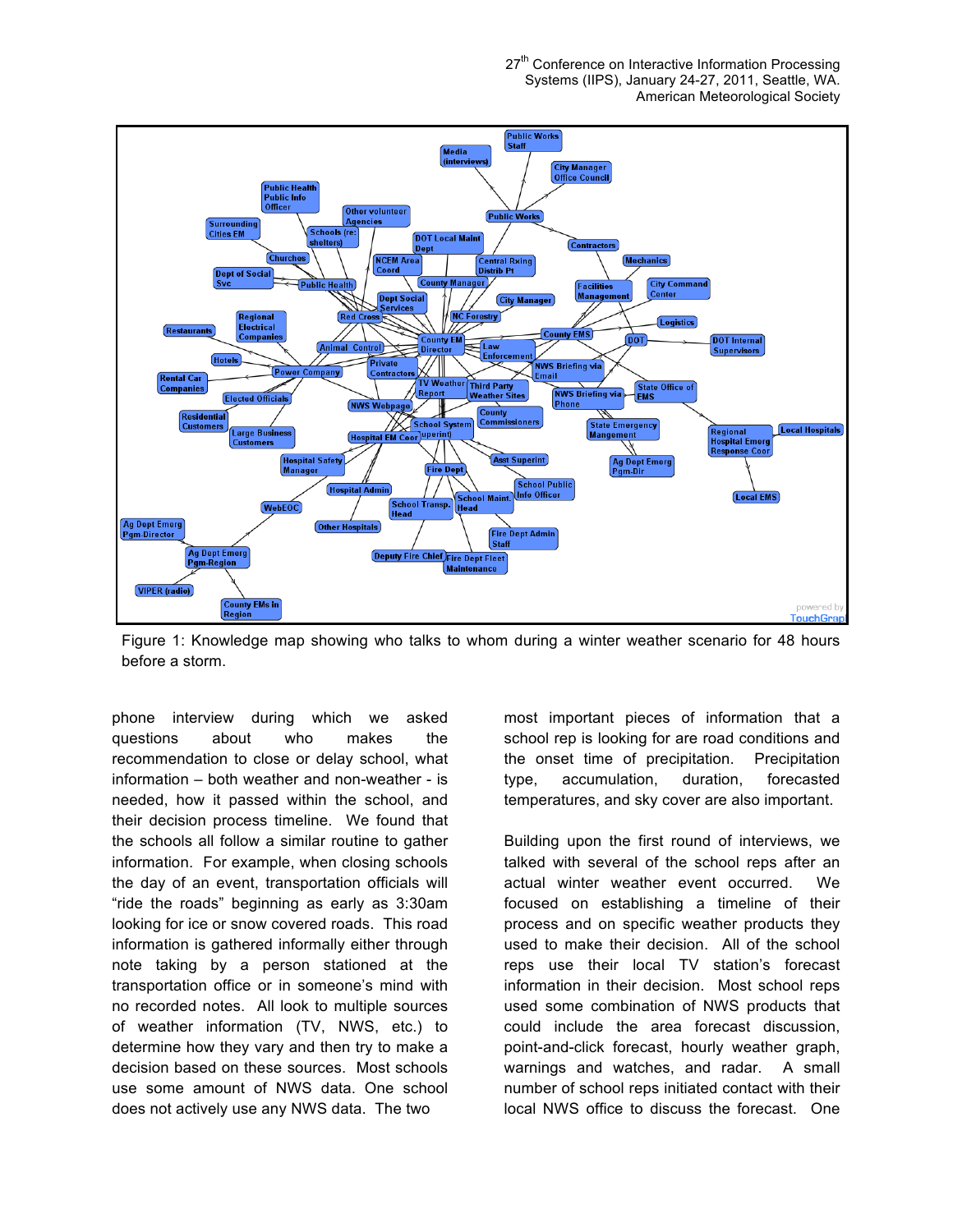Figure 1: Knowledge map showing who talks to whom during a winter weather scenario for 48 hours before a storm.

phone interview during which we asked questions about who makes the recommendation to close or delay school, what information – both weather and non-weather - is needed, how it passed within the school, and their decision process timeline. We found that the schools all follow a similar routine to gather information. For example, when closing schools the day of an event, transportation officials will "ride the roads" beginning as early as 3:30am looking for ice or snow covered roads. This road information is gathered informally either through note taking by a person stationed at the transportation office or in someone's mind with no recorded notes. All look to multiple sources of weather information (TV, NWS, etc.) to determine how they vary and then try to make a decision based on these sources. Most schools use some amount of NWS data. One school does not actively use any NWS data. The two most important pieces of information that a school rep is looking for are road conditions and the onset time of precipitation. Precipitation type, accumulation, duration, forecasted temperatures, and sky cover are also important.

Building upon the first round of interviews, we talked with several of the school reps after an actual winter weather event occurred. We focused on establishing a timeline of their process and on specific weather products they used to make their decision. All of the school reps use their local TV station's forecast information in their decision. Most school reps used some combination of NWS products that could include the area forecast discussion, point-and-click forecast, hourly weather graph, warnings and watches, and radar. A small number of school reps initiated contact with their local NWS office to discuss the forecast. One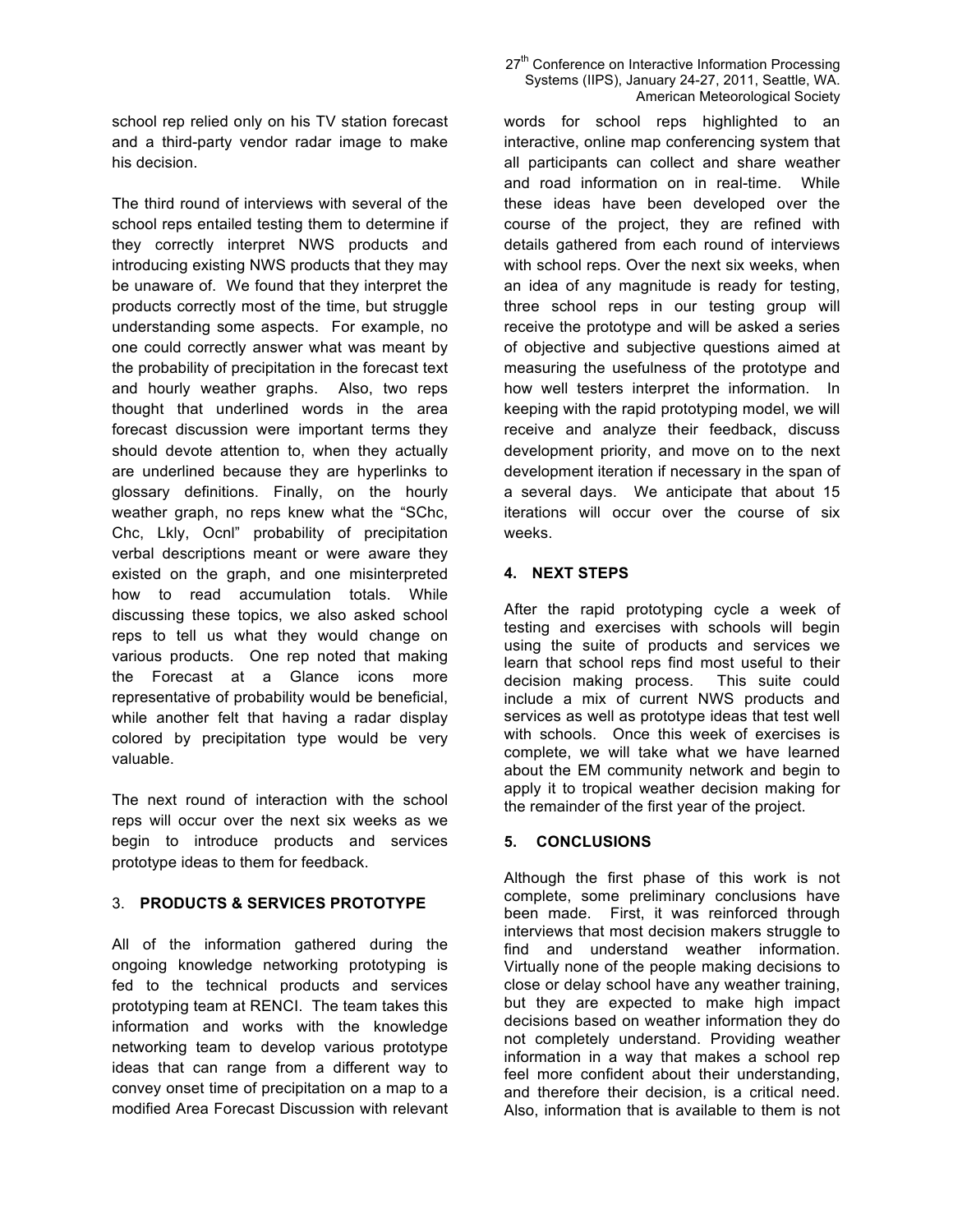school rep relied only on his TV station forecast and a third-party vendor radar image to make his decision.

The third round of interviews with several of the school reps entailed testing them to determine if they correctly interpret NWS products and introducing existing NWS products that they may be unaware of. We found that they interpret the products correctly most of the time, but struggle understanding some aspects. For example, no one could correctly answer what was meant by the probability of precipitation in the forecast text and hourly weather graphs. Also, two reps thought that underlined words in the area forecast discussion were important terms they should devote attention to, when they actually are underlined because they are hyperlinks to glossary definitions. Finally, on the hourly weather graph, no reps knew what the "SChc, Chc, Lkly, Ocnl" probability of precipitation verbal descriptions meant or were aware they existed on the graph, and one misinterpreted how to read accumulation totals. While discussing these topics, we also asked school reps to tell us what they would change on various products. One rep noted that making the Forecast at a Glance icons more representative of probability would be beneficial, while another felt that having a radar display colored by precipitation type would be very valuable.

The next round of interaction with the school reps will occur over the next six weeks as we begin to introduce products and services prototype ideas to them for feedback.

## 3. PRODUCTS & SERVICES PROTOTYPE

All of the information gathered during the ongoing knowledge networking prototyping is fed to the technical products and services prototyping team at RENCI. The team takes this information and works with the knowledge networking team to develop various prototype ideas that can range from a different way to convey onset time of precipitation on a map to a modified Area Forecast Discussion with relevant words for school reps highlighted to an interactive, online map conferencing system that all participants can collect and share weather and road information on in real-time. While these ideas have been developed over the course of the project, they are refined with details gathered from each round of interviews with school reps. Over the next six weeks, when an idea of any magnitude is ready for testing, three school reps in our testing group will receive the prototype and will be asked a series of objective and subjective questions aimed at measuring the usefulness of the prototype and how well testers interpret the information. In keeping with the rapid prototyping model, we will receive and analyze their feedback, discuss development priority, and move on to the next development iteration if necessary in the span of a several days. We anticipate that about 15 iterations will occur over the course of six weeks.

## 4. NEXT STEPS

After the rapid prototyping cycle a week of testing and exercises with schools will begin using the suite of products and services we learn that school reps find most useful to their decision making process. This suite could include a mix of current NWS products and services as well as prototype ideas that test well with schools. Once this week of exercises is complete, we will take what we have learned about the EM community network and begin to apply it to tropical weather decision making for the remainder of the first year of the project.

## 5. CONCLUSIONS

Although the first phase of this work is not complete, some preliminary conclusions have been made. First, it was reinforced through interviews that most decision makers struggle to find and understand weather information. Virtually none of the people making decisions to close or delay school have any weather training, but they are expected to make high impact decisions based on weather information they do not completely understand. Providing weather information in a way that makes a school rep feel more confident about their understanding, and therefore their decision, is a critical need. Also, information that is available to them is not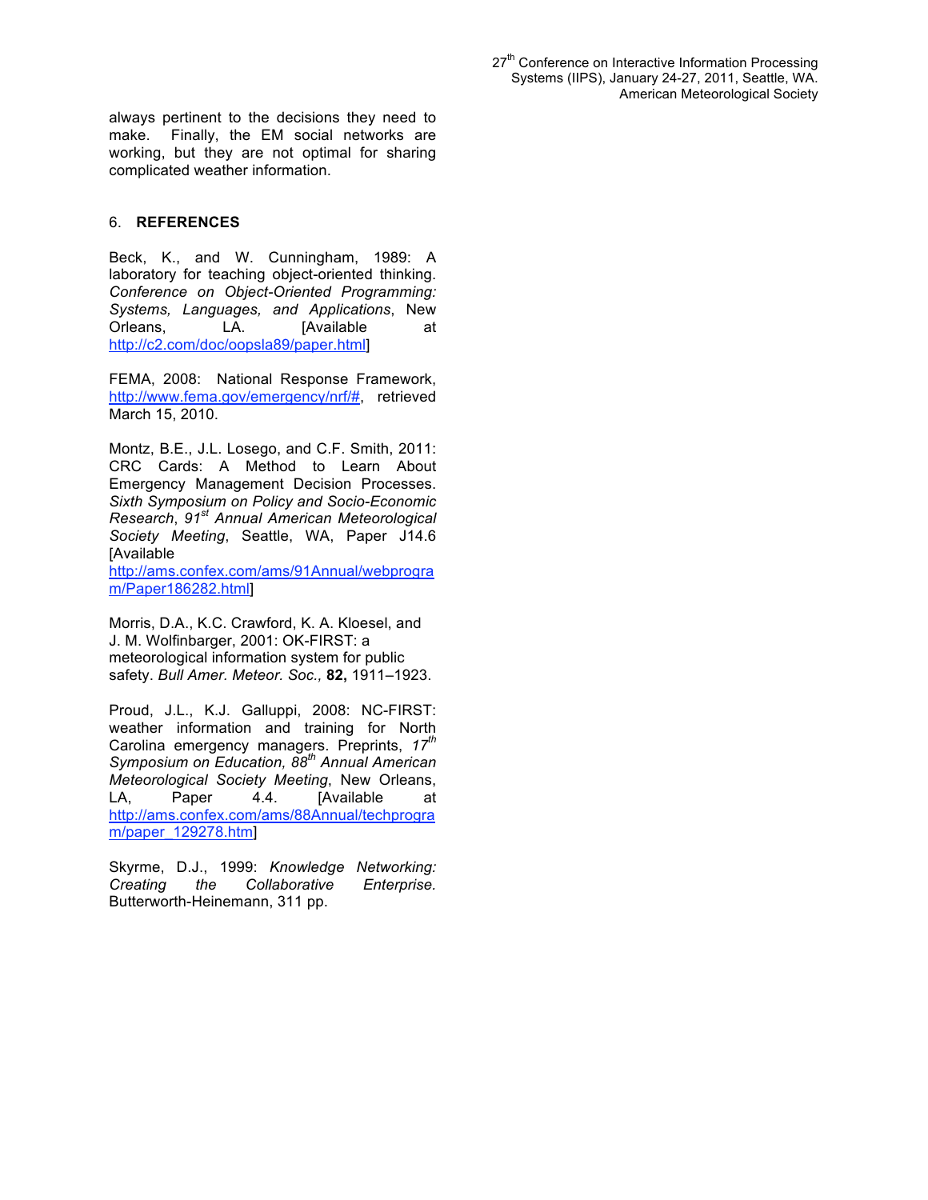always pertinent to the decisions they need to make. Finally, the EM social networks are working, but they are not optimal for sharing complicated weather information.

## 6. REFERENCES

Beck, K., and W. Cunningham, 1989: A laboratory for teaching object-oriented thinking. *Conference on Object-Oriented Programming: Systems, Languages, and Applications*, New Orleans, LA. [Available at http://c2.com/doc/oopsla89/paper.html]

FEMA, 2008: National Response Framework, http://www.fema.gov/emergency/nrf/#, retrieved March 15, 2010.

Montz, B.E., J.L. Losego, and C.F. Smith, 2011: CRC Cards: A Method to Learn About Emergency Management Decision Processes. *Sixth Symposium on Policy and Socio-Economic Research*, *91st Annual American Meteorological Society Meeting*, Seattle, WA, Paper J14.6 [Available http://ams.confex.com/ams/91Annual/webprogram/Paper186282.html]

Morris, D.A., K.C. Crawford, K. A. Kloesel, and J. M. Wolfinbarger, 2001: OK-FIRST: a meteorological information system for public safety. *Bull Amer. Meteor. Soc.,* **82,** 1911–1923.

Proud, J.L., K.J. Galluppi, 2008: NC-FIRST: weather information and training for North Carolina emergency managers. Preprints, *17th Symposium on Education, 88th Annual American Meteorological Society Meeting*, New Orleans, LA, Paper 4.4. [Available at http://ams.confex.com/ams/88Annual/techprogram/paper_129278.htm]

Skyrme, D.J., 1999: *Knowledge Networking: Creating the Collaborative Enterprise.* Butterworth-Heinemann, 311 pp.